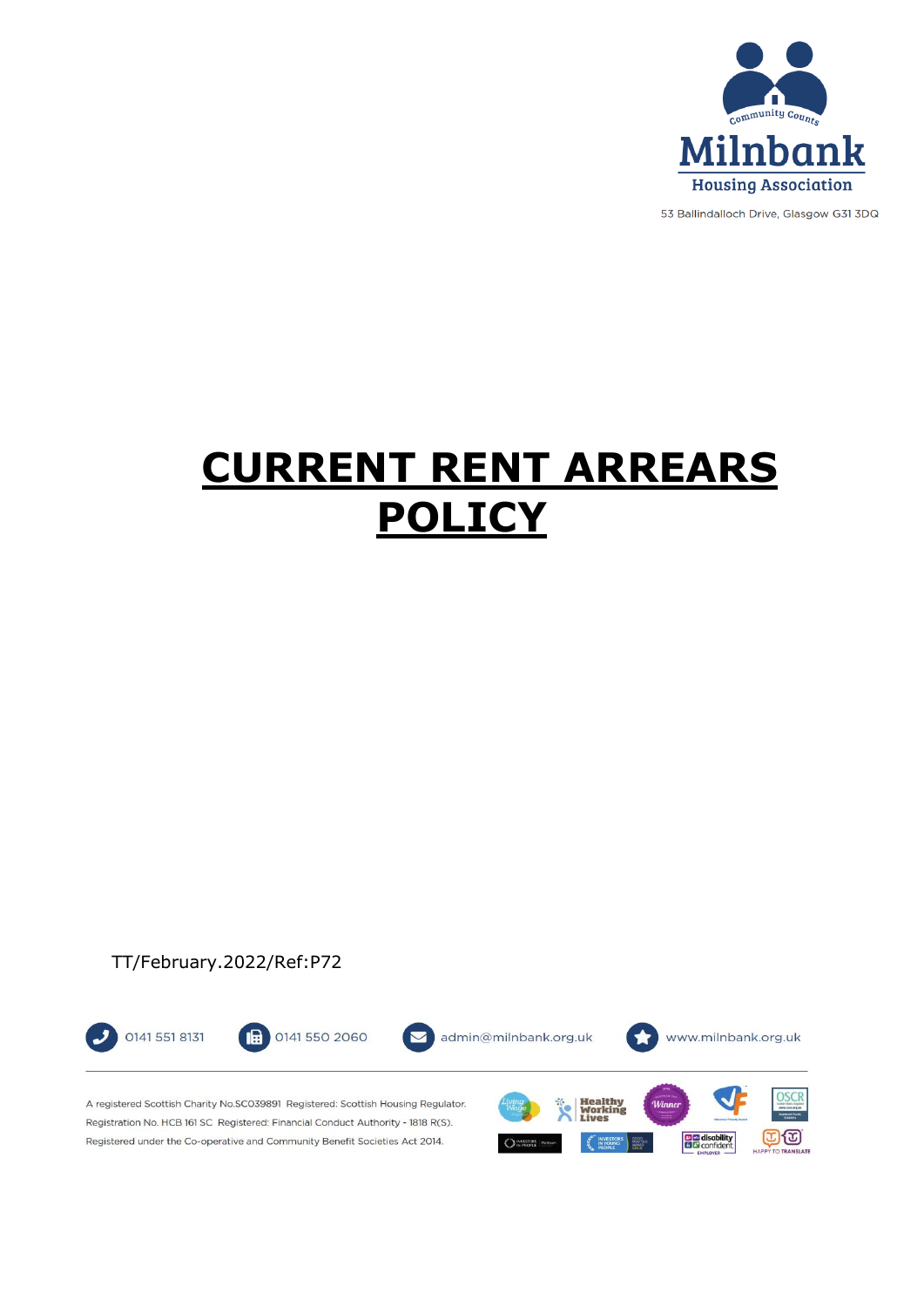Milnbank Housing Association

53 Ballindalloch Drive, Glasgow G31 3DQ

# CURRENT RENT ARREARS POLICY

TT/February.2022/Ref:P72

0141 551 8131 0141 550 2060 admin@milnbank.org.uk www.milnbank.org.uk

A registered Scottish Charity No.SC039891 Registered: Scottish Housing Regulator. Registration No. HCB 161 SC Registered: Financial Conduct Authority - 1818 R(S). Registered under the Co-operative and Community Benefit Societies Act 2014.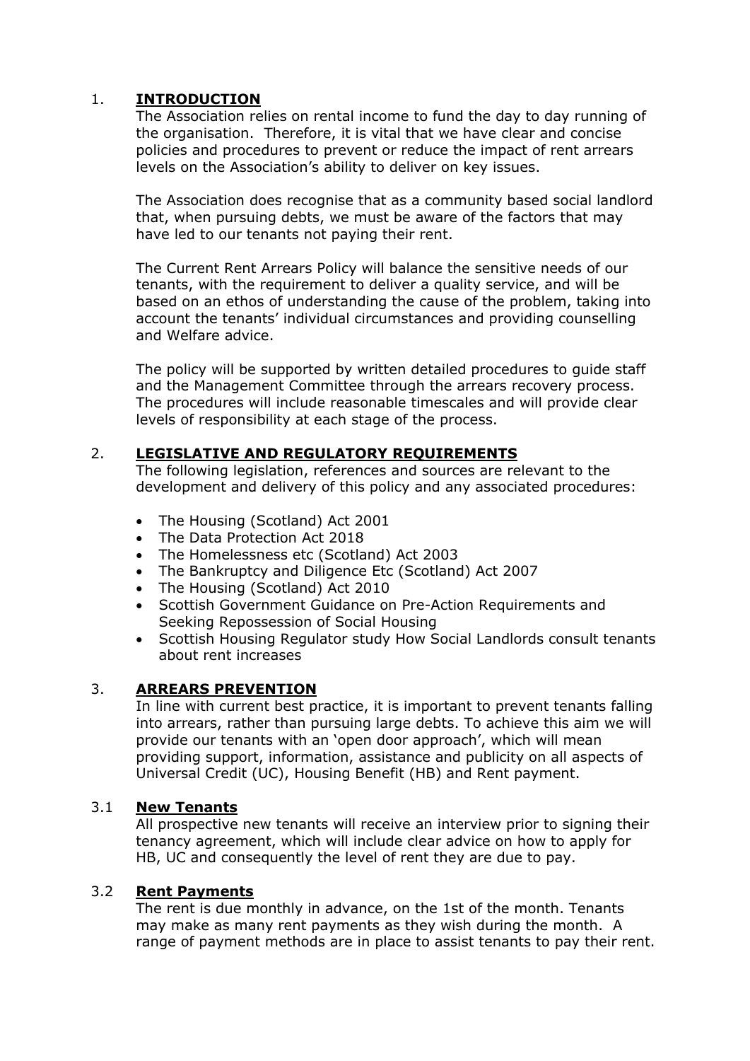## 1. **INTRODUCTION**

The Association relies on rental income to fund the day to day running of the organisation. Therefore, it is vital that we have clear and concise policies and procedures to prevent or reduce the impact of rent arrears levels on the Association's ability to deliver on key issues.

The Association does recognise that as a community based social landlord that, when pursuing debts, we must be aware of the factors that may have led to our tenants not paying their rent.

The Current Rent Arrears Policy will balance the sensitive needs of our tenants, with the requirement to deliver a quality service, and will be based on an ethos of understanding the cause of the problem, taking into account the tenants' individual circumstances and providing counselling and Welfare advice.

The policy will be supported by written detailed procedures to guide staff and the Management Committee through the arrears recovery process. The procedures will include reasonable timescales and will provide clear levels of responsibility at each stage of the process.

## 2. **LEGISLATIVE AND REGULATORY REQUIREMENTS**

The following legislation, references and sources are relevant to the development and delivery of this policy and any associated procedures:

- The Housing (Scotland) Act 2001
- The Data Protection Act 2018
- The Homelessness etc (Scotland) Act 2003
- The Bankruptcy and Diligence Etc (Scotland) Act 2007
- The Housing (Scotland) Act 2010
- Scottish Government Guidance on Pre-Action Requirements and Seeking Repossession of Social Housing
- Scottish Housing Regulator study How Social Landlords consult tenants about rent increases

## 3. **ARREARS PREVENTION**

In line with current best practice, it is important to prevent tenants falling into arrears, rather than pursuing large debts. To achieve this aim we will provide our tenants with an 'open door approach', which will mean providing support, information, assistance and publicity on all aspects of Universal Credit (UC), Housing Benefit (HB) and Rent payment.

### 3.1 **New Tenants**

All prospective new tenants will receive an interview prior to signing their tenancy agreement, which will include clear advice on how to apply for HB, UC and consequently the level of rent they are due to pay.

### 3.2 **Rent Payments**

The rent is due monthly in advance, on the 1st of the month. Tenants may make as many rent payments as they wish during the month. A range of payment methods are in place to assist tenants to pay their rent.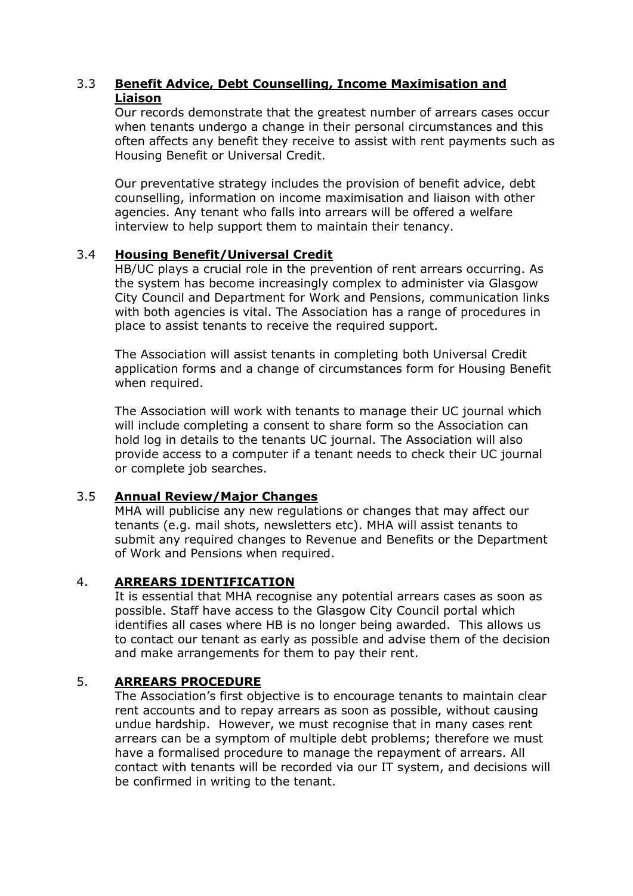### 3.3 **Benefit Advice, Debt Counselling, Income Maximisation and Liaison**

Our records demonstrate that the greatest number of arrears cases occur when tenants undergo a change in their personal circumstances and this often affects any benefit they receive to assist with rent payments such as Housing Benefit or Universal Credit.

Our preventative strategy includes the provision of benefit advice, debt counselling, information on income maximisation and liaison with other agencies. Any tenant who falls into arrears will be offered a welfare interview to help support them to maintain their tenancy.

### 3.4 **Housing Benefit/Universal Credit**

HB/UC plays a crucial role in the prevention of rent arrears occurring. As the system has become increasingly complex to administer via Glasgow City Council and Department for Work and Pensions, communication links with both agencies is vital. The Association has a range of procedures in place to assist tenants to receive the required support.

The Association will assist tenants in completing both Universal Credit application forms and a change of circumstances form for Housing Benefit when required.

The Association will work with tenants to manage their UC journal which will include completing a consent to share form so the Association can hold log in details to the tenants UC journal. The Association will also provide access to a computer if a tenant needs to check their UC journal or complete job searches.

### 3.5 **Annual Review/Major Changes**

MHA will publicise any new regulations or changes that may affect our tenants (e.g. mail shots, newsletters etc). MHA will assist tenants to submit any required changes to Revenue and Benefits or the Department of Work and Pensions when required.

## 4. **ARREARS IDENTIFICATION**

It is essential that MHA recognise any potential arrears cases as soon as possible. Staff have access to the Glasgow City Council portal which identifies all cases where HB is no longer being awarded. This allows us to contact our tenant as early as possible and advise them of the decision and make arrangements for them to pay their rent.

## 5. **ARREARS PROCEDURE**

The Association's first objective is to encourage tenants to maintain clear rent accounts and to repay arrears as soon as possible, without causing undue hardship. However, we must recognise that in many cases rent arrears can be a symptom of multiple debt problems; therefore we must have a formalised procedure to manage the repayment of arrears. All contact with tenants will be recorded via our IT system, and decisions will be confirmed in writing to the tenant.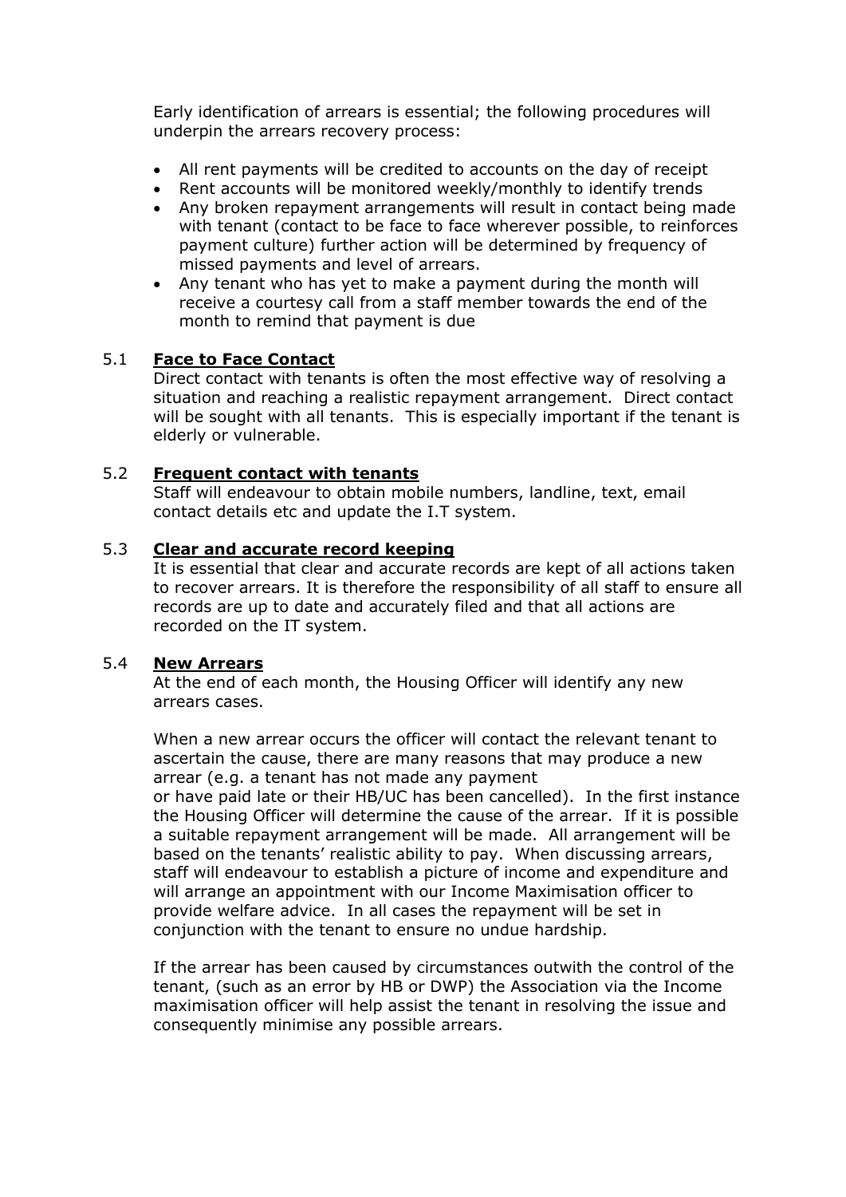Early identification of arrears is essential; the following procedures will underpin the arrears recovery process:

- All rent payments will be credited to accounts on the day of receipt
- Rent accounts will be monitored weekly/monthly to identify trends
- Any broken repayment arrangements will result in contact being made with tenant (contact to be face to face wherever possible, to reinforces payment culture) further action will be determined by frequency of missed payments and level of arrears.
- Any tenant who has yet to make a payment during the month will receive a courtesy call from a staff member towards the end of the month to remind that payment is due

### 5.1 Face to Face Contact

Direct contact with tenants is often the most effective way of resolving a situation and reaching a realistic repayment arrangement. Direct contact will be sought with all tenants. This is especially important if the tenant is elderly or vulnerable.

### 5.2 Frequent contact with tenants

Staff will endeavour to obtain mobile numbers, landline, text, email contact details etc and update the I.T system.

### 5.3 Clear and accurate record keeping

It is essential that clear and accurate records are kept of all actions taken to recover arrears. It is therefore the responsibility of all staff to ensure all records are up to date and accurately filed and that all actions are recorded on the IT system.

### 5.4 New Arrears

At the end of each month, the Housing Officer will identify any new arrears cases.

When a new arrear occurs the officer will contact the relevant tenant to ascertain the cause, there are many reasons that may produce a new arrear (e.g. a tenant has not made any payment or have paid late or their HB/UC has been cancelled). In the first instance the Housing Officer will determine the cause of the arrear. If it is possible a suitable repayment arrangement will be made. All arrangement will be based on the tenants' realistic ability to pay. When discussing arrears, staff will endeavour to establish a picture of income and expenditure and will arrange an appointment with our Income Maximisation officer to provide welfare advice. In all cases the repayment will be set in conjunction with the tenant to ensure no undue hardship.

If the arrear has been caused by circumstances outwith the control of the tenant, (such as an error by HB or DWP) the Association via the Income maximisation officer will help assist the tenant in resolving the issue and consequently minimise any possible arrears.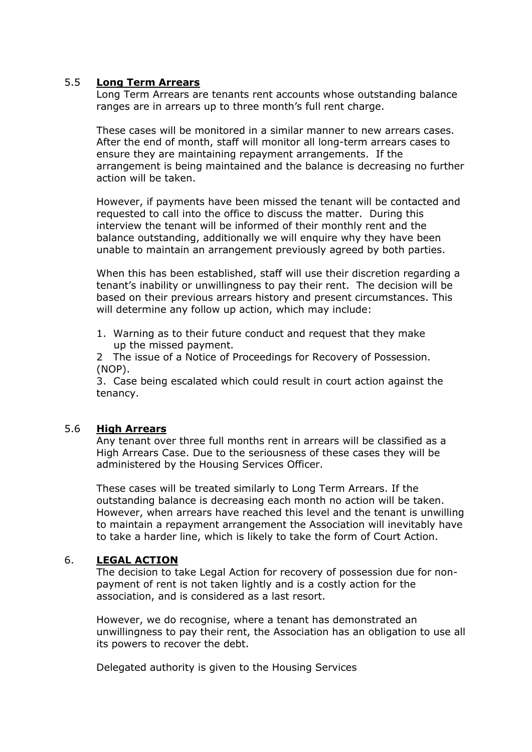### 5.5 **Long Term Arrears**

Long Term Arrears are tenants rent accounts whose outstanding balance ranges are in arrears up to three month's full rent charge.

These cases will be monitored in a similar manner to new arrears cases. After the end of month, staff will monitor all long-term arrears cases to ensure they are maintaining repayment arrangements. If the arrangement is being maintained and the balance is decreasing no further action will be taken.

However, if payments have been missed the tenant will be contacted and requested to call into the office to discuss the matter. During this interview the tenant will be informed of their monthly rent and the balance outstanding, additionally we will enquire why they have been unable to maintain an arrangement previously agreed by both parties.

When this has been established, staff will use their discretion regarding a tenant's inability or unwillingness to pay their rent. The decision will be based on their previous arrears history and present circumstances. This will determine any follow up action, which may include:

1. Warning as to their future conduct and request that they make up the missed payment.
2. The issue of a Notice of Proceedings for Recovery of Possession. (NOP).
3. Case being escalated which could result in court action against the tenancy.

### 5.6 **High Arrears**

Any tenant over three full months rent in arrears will be classified as a High Arrears Case. Due to the seriousness of these cases they will be administered by the Housing Services Officer.

These cases will be treated similarly to Long Term Arrears. If the outstanding balance is decreasing each month no action will be taken. However, when arrears have reached this level and the tenant is unwilling to maintain a repayment arrangement the Association will inevitably have to take a harder line, which is likely to take the form of Court Action.

## 6. **LEGAL ACTION**

The decision to take Legal Action for recovery of possession due for non-payment of rent is not taken lightly and is a costly action for the association, and is considered as a last resort.

However, we do recognise, where a tenant has demonstrated an unwillingness to pay their rent, the Association has an obligation to use all its powers to recover the debt.

Delegated authority is given to the Housing Services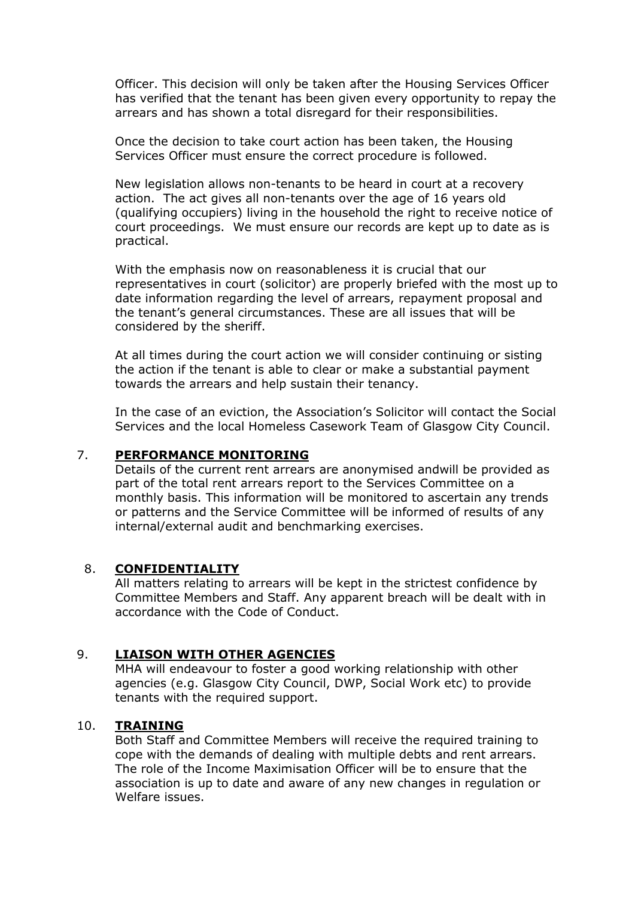Officer. This decision will only be taken after the Housing Services Officer has verified that the tenant has been given every opportunity to repay the arrears and has shown a total disregard for their responsibilities.

Once the decision to take court action has been taken, the Housing Services Officer must ensure the correct procedure is followed.

New legislation allows non-tenants to be heard in court at a recovery action. The act gives all non-tenants over the age of 16 years old (qualifying occupiers) living in the household the right to receive notice of court proceedings. We must ensure our records are kept up to date as is practical.

With the emphasis now on reasonableness it is crucial that our representatives in court (solicitor) are properly briefed with the most up to date information regarding the level of arrears, repayment proposal and the tenant's general circumstances. These are all issues that will be considered by the sheriff.

At all times during the court action we will consider continuing or sisting the action if the tenant is able to clear or make a substantial payment towards the arrears and help sustain their tenancy.

In the case of an eviction, the Association's Solicitor will contact the Social Services and the local Homeless Casework Team of Glasgow City Council.

## 7. **PERFORMANCE MONITORING**

Details of the current rent arrears are anonymised andwill be provided as part of the total rent arrears report to the Services Committee on a monthly basis. This information will be monitored to ascertain any trends or patterns and the Service Committee will be informed of results of any internal/external audit and benchmarking exercises.

## 8. **CONFIDENTIALITY**

All matters relating to arrears will be kept in the strictest confidence by Committee Members and Staff. Any apparent breach will be dealt with in accordance with the Code of Conduct.

## 9. **LIAISON WITH OTHER AGENCIES**

MHA will endeavour to foster a good working relationship with other agencies (e.g. Glasgow City Council, DWP, Social Work etc) to provide tenants with the required support.

## 10. **TRAINING**

Both Staff and Committee Members will receive the required training to cope with the demands of dealing with multiple debts and rent arrears. The role of the Income Maximisation Officer will be to ensure that the association is up to date and aware of any new changes in regulation or Welfare issues.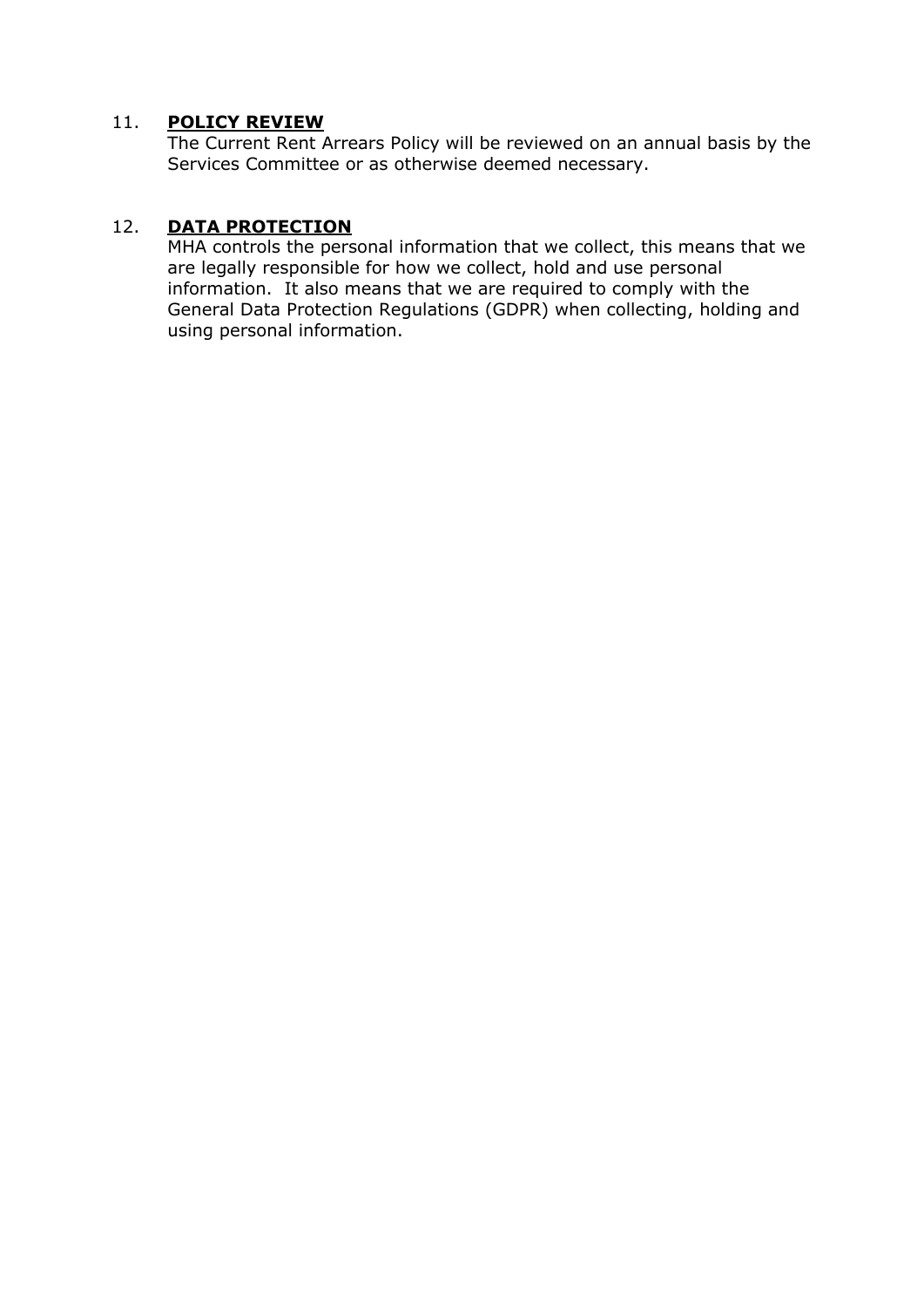## 11. **POLICY REVIEW**

The Current Rent Arrears Policy will be reviewed on an annual basis by the Services Committee or as otherwise deemed necessary.

## 12. **DATA PROTECTION**

MHA controls the personal information that we collect, this means that we are legally responsible for how we collect, hold and use personal information. It also means that we are required to comply with the General Data Protection Regulations (GDPR) when collecting, holding and using personal information.